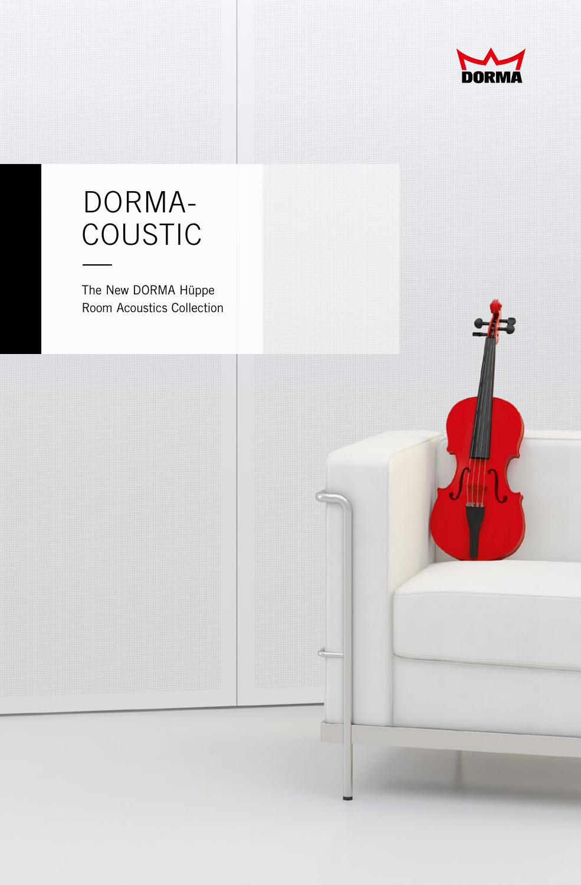DORMA

# DORMA-COUSTIC

The New DORMA Hüppe Room Acoustics Collection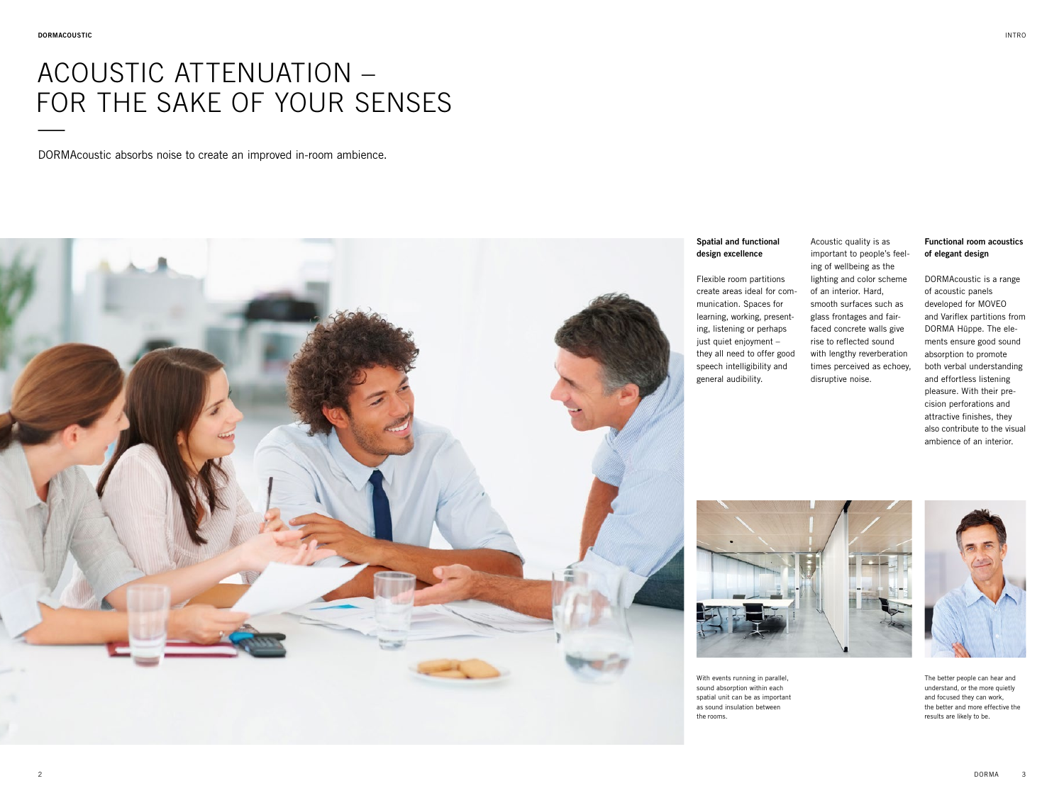# ACOUSTIC ATTENUATION – FOR THE SAKE OF YOUR SENSES

DORMAcoustic absorbs noise to create an improved in-room ambience.

**Spatial and functional design excellence**

Flexible room partitions create areas ideal for communication. Spaces for learning, working, presenting, listening or perhaps just quiet enjoyment – they all need to offer good speech intelligibility and general audibility.

Acoustic quality is as important to people's feeling of wellbeing as the lighting and color scheme of an interior. Hard, smooth surfaces such as glass frontages and fair-faced concrete walls give rise to reflected sound with lengthy reverberation times perceived as echoey, disruptive noise.

**Functional room acoustics of elegant design**

DORMAcoustic is a range of acoustic panels developed for MOVEO and Variflex partitions from DORMA Hüppe. The elements ensure good sound absorption to promote both verbal understanding and effortless listening pleasure. With their precision perforations and attractive finishes, they also contribute to the visual ambience of an interior.

With events running in parallel, sound absorption within each spatial unit can be as important as sound insulation between the rooms.

The better people can hear and understand, or the more quietly and focused they can work, the better and more effective the results are likely to be.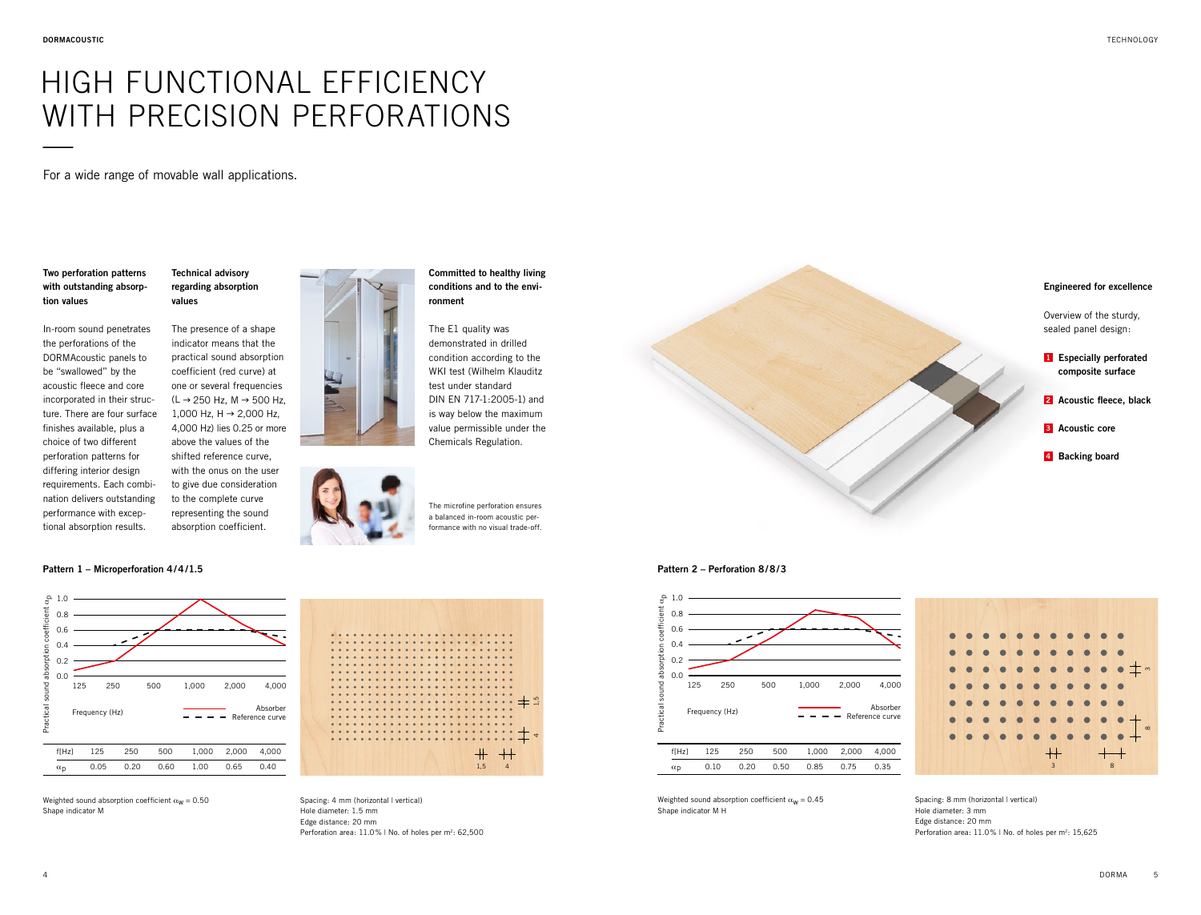# HIGH FUNCTIONAL EFFICIENCY WITH PRECISION PERFORATIONS

For a wide range of movable wall applications.

**Two perforation patterns with outstanding absorption values**

In-room sound penetrates the perforations of the DORMAcoustic panels to be "swallowed" by the acoustic fleece and core incorporated in their structure. There are four surface finishes available, plus a choice of two different perforation patterns for differing interior design requirements. Each combination delivers outstanding performance with exceptional absorption results.

**Technical advisory regarding absorption values**

The presence of a shape indicator means that the practical sound absorption coefficient (red curve) at one or several frequencies (L → 250 Hz, M → 500 Hz, 1,000 Hz, H → 2,000 Hz, 4,000 Hz) lies 0.25 or more above the values of the shifted reference curve, with the onus on the user to give due consideration to the complete curve representing the sound absorption coefficient.

**Committed to healthy living conditions and to the environment**

The E1 quality was demonstrated in drilled condition according to the WKI test (Wilhelm Klauditz test under standard DIN EN 717-1:2005-1) and is way below the maximum value permissible under the Chemicals Regulation.

The microfine perforation ensures a balanced in-room acoustic performance with no visual trade-off.

**Engineered for excellence**

Overview of the sturdy, sealed panel design:

1. **Especially perforated composite surface**
2. **Acoustic fleece, black**
3. **Acoustic core**
4. **Backing board**

**Pattern 1 – Microperforation 4/4/1.5**

| f[Hz] | 125 | 250 | 500 | 1,000 | 2,000 | 4,000 |
| --- | --- | --- | --- | --- | --- | --- |
| $\alpha_p$ | 0.05 | 0.20 | 0.60 | 1.00 | 0.65 | 0.40 |

Weighted sound absorption coefficient $\alpha_w = 0.50$
Shape indicator M

Spacing: 4 mm (horizontal | vertical)
Hole diameter: 1.5 mm
Edge distance: 20 mm
Perforation area: 11.0% | No. of holes per m²: 62,500

**Pattern 2 – Perforation 8/8/3**

| f[Hz] | 125 | 250 | 500 | 1,000 | 2,000 | 4,000 |
| --- | --- | --- | --- | --- | --- | --- |
| $\alpha_p$ | 0.10 | 0.20 | 0.50 | 0.85 | 0.75 | 0.35 |

Weighted sound absorption coefficient $\alpha_w = 0.45$
Shape indicator M H

Spacing: 8 mm (horizontal | vertical)
Hole diameter: 3 mm
Edge distance: 20 mm
Perforation area: 11.0% | No. of holes per m²: 15,625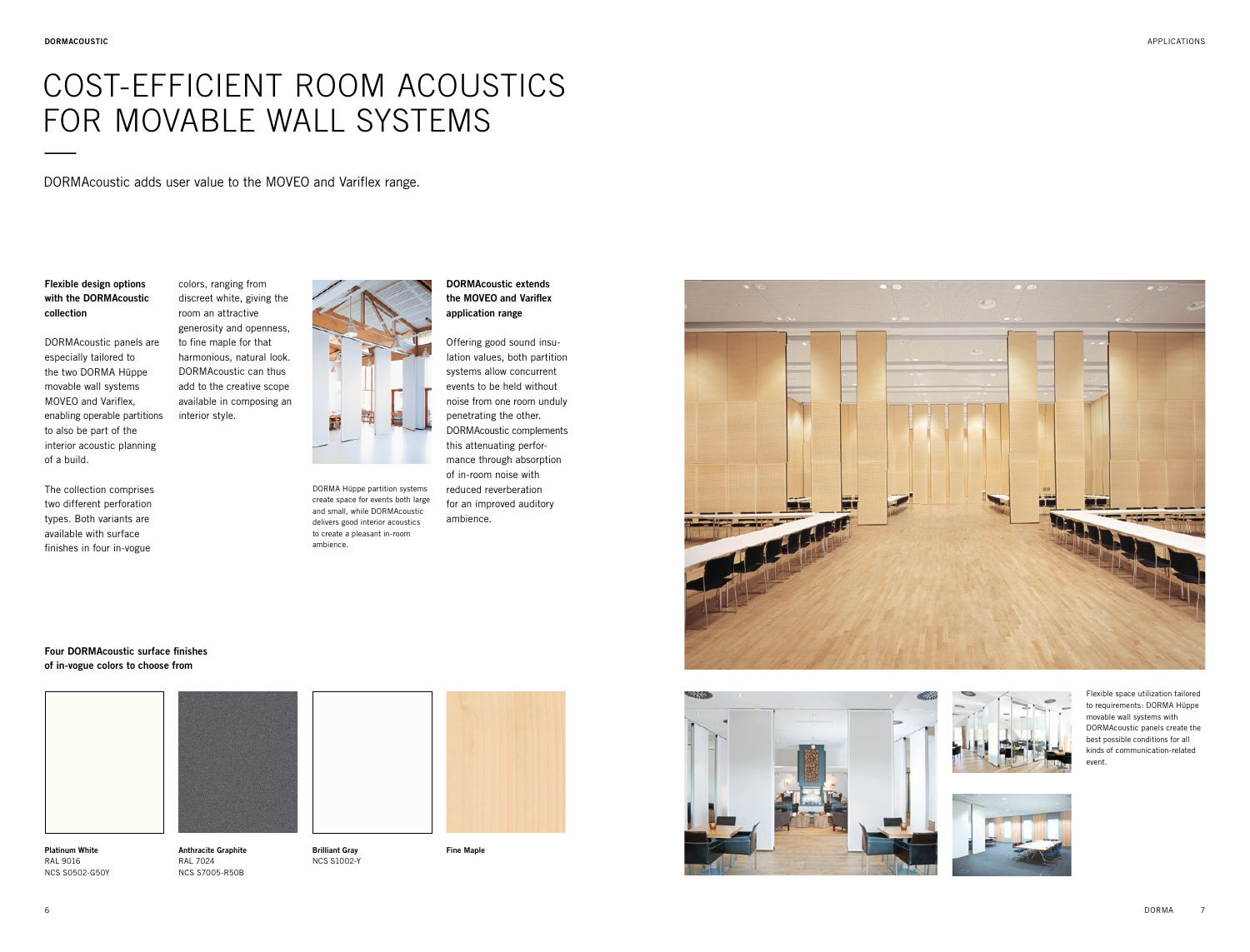# COST-EFFICIENT ROOM ACOUSTICS FOR MOVABLE WALL SYSTEMS

DORMAcoustic adds user value to the MOVEO and Variflex range.

**Flexible design options with the DORMAcoustic collection**

DORMAcoustic panels are especially tailored to the two DORMA Hüppe movable wall systems MOVEO and Variflex, enabling operable partitions to also be part of the interior acoustic planning of a build.

The collection comprises two different perforation types. Both variants are available with surface finishes in four in-vogue colors, ranging from discreet white, giving the room an attractive generosity and openness, to fine maple for that harmonious, natural look. DORMAcoustic can thus add to the creative scope available in composing an interior style.

DORMA Hüppe partition systems create space for events both large and small, while DORMAcoustic delivers good interior acoustics to create a pleasant in-room ambience.

**DORMAcoustic extends the MOVEO and Variflex application range**

Offering good sound insulation values, both partition systems allow concurrent events to be held without noise from one room unduly penetrating the other. DORMAcoustic complements this attenuating performance through absorption of in-room noise with reduced reverberation for an improved auditory ambience.

**Four DORMAcoustic surface finishes of in-vogue colors to choose from**

**Platinum White**
RAL 9016
NCS S0502-G50Y

**Anthracite Graphite**
RAL 7024
NCS S7005-R50B

**Brilliant Gray**
NCS S1002-Y

**Fine Maple**

Flexible space utilization tailored to requirements: DORMA Hüppe movable wall systems with DORMAcoustic panels create the best possible conditions for all kinds of communication-related event.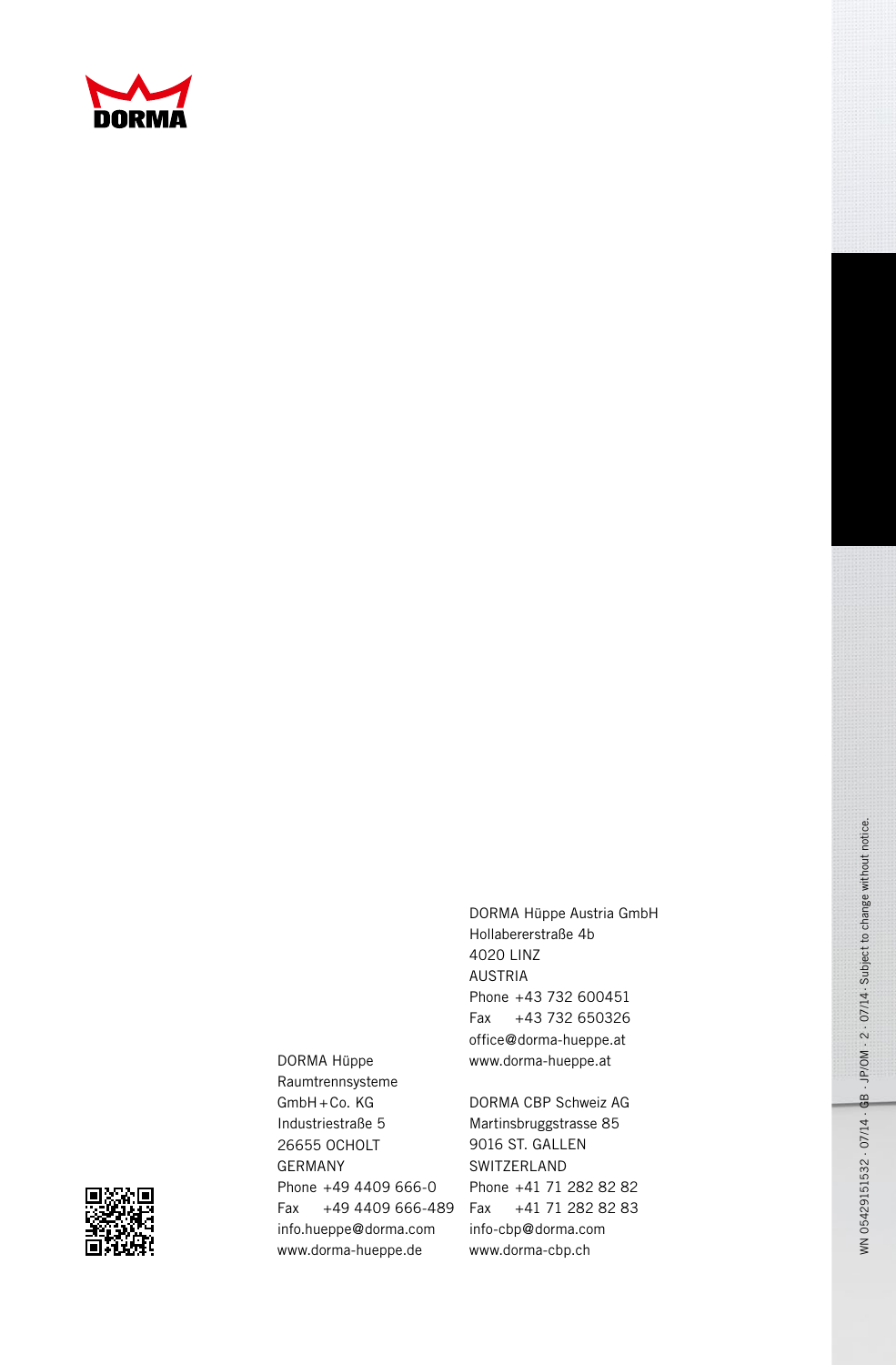DORMA

DORMA Hüppe
Raumtrennsysteme
GmbH + Co. KG
Industriestraße 5
26655 OCHOLT
GERMANY
Phone +49 4409 666-0
Fax +49 4409 666-489
info.hueppe@dorma.com
www.dorma-hueppe.de

DORMA Hüppe Austria GmbH
Hollabererstraße 4b
4020 LINZ
AUSTRIA
Phone +43 732 600451
Fax +43 732 650326
office@dorma-hueppe.at
www.dorma-hueppe.at

DORMA CBP Schweiz AG
Martinsbruggstrasse 85
9016 ST. GALLEN
SWITZERLAND
Phone +41 71 282 82 82
Fax +41 71 282 82 83
info-cbp@dorma.com
www.dorma-cbp.ch

WN 05429151532 · 07/14 · GB · JP/OM · 2 · 07/14 · Subject to change without notice.